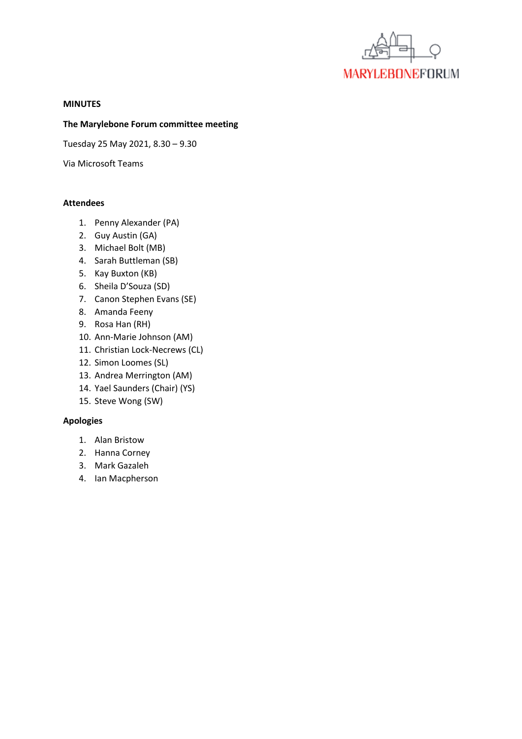MARYLEBONEFORUM

**MINUTES**

**The Marylebone Forum committee meeting**

Tuesday 25 May 2021, 8.30 – 9.30

Via Microsoft Teams

**Attendees**

1. Penny Alexander (PA)
2. Guy Austin (GA)
3. Michael Bolt (MB)
4. Sarah Buttleman (SB)
5. Kay Buxton (KB)
6. Sheila D'Souza (SD)
7. Canon Stephen Evans (SE)
8. Amanda Feeny
9. Rosa Han (RH)
10. Ann-Marie Johnson (AM)
11. Christian Lock-Necrews (CL)
12. Simon Loomes (SL)
13. Andrea Merrington (AM)
14. Yael Saunders (Chair) (YS)
15. Steve Wong (SW)

**Apologies**

1. Alan Bristow
2. Hanna Corney
3. Mark Gazaleh
4. Ian Macpherson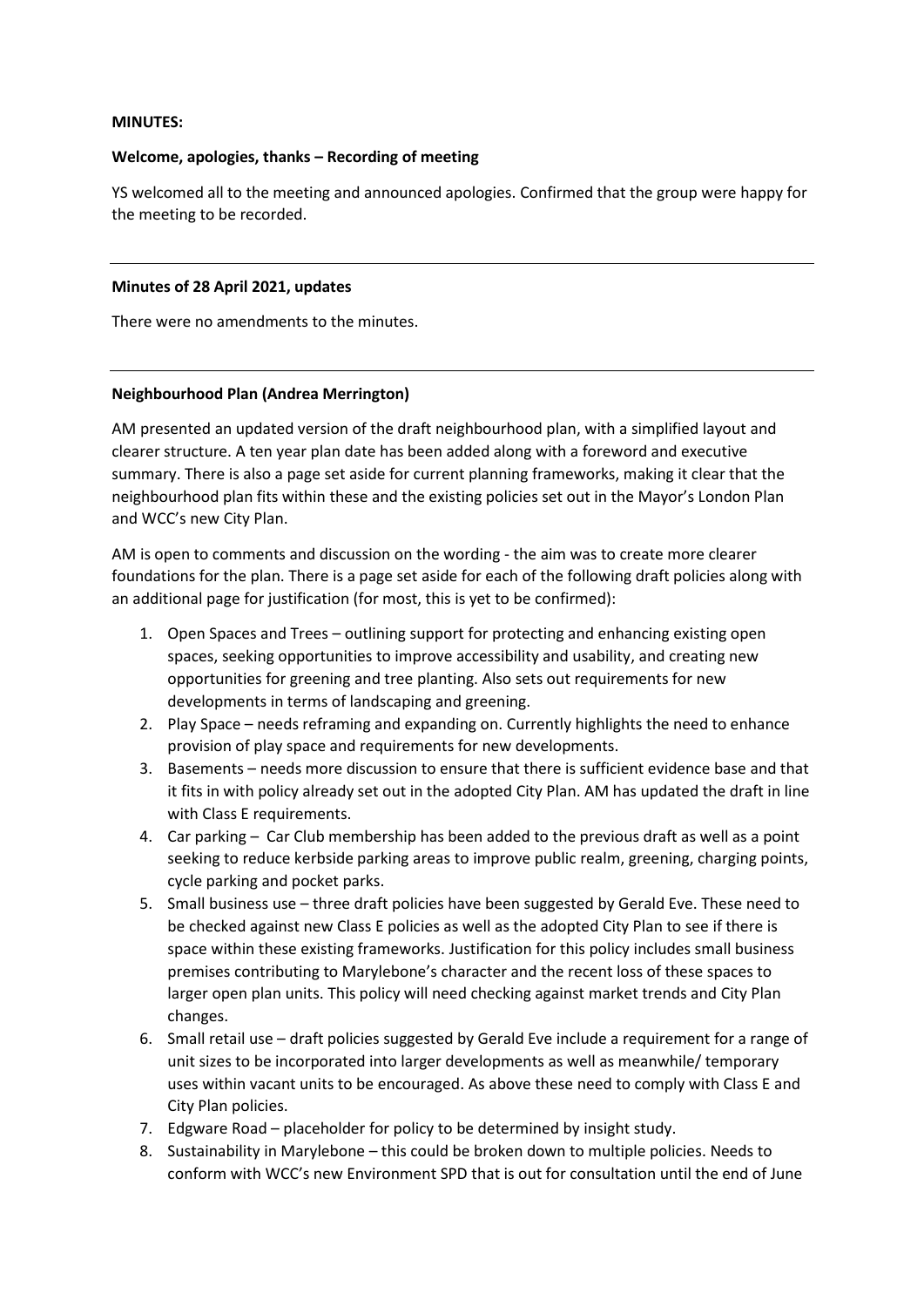**MINUTES:**

**Welcome, apologies, thanks – Recording of meeting**

YS welcomed all to the meeting and announced apologies. Confirmed that the group were happy for the meeting to be recorded.

---

**Minutes of 28 April 2021, updates**

There were no amendments to the minutes.

---

**Neighbourhood Plan (Andrea Merrington)**

AM presented an updated version of the draft neighbourhood plan, with a simplified layout and clearer structure. A ten year plan date has been added along with a foreword and executive summary. There is also a page set aside for current planning frameworks, making it clear that the neighbourhood plan fits within these and the existing policies set out in the Mayor's London Plan and WCC's new City Plan.

AM is open to comments and discussion on the wording - the aim was to create more clearer foundations for the plan. There is a page set aside for each of the following draft policies along with an additional page for justification (for most, this is yet to be confirmed):

1. Open Spaces and Trees – outlining support for protecting and enhancing existing open spaces, seeking opportunities to improve accessibility and usability, and creating new opportunities for greening and tree planting. Also sets out requirements for new developments in terms of landscaping and greening.
2. Play Space – needs reframing and expanding on. Currently highlights the need to enhance provision of play space and requirements for new developments.
3. Basements – needs more discussion to ensure that there is sufficient evidence base and that it fits in with policy already set out in the adopted City Plan. AM has updated the draft in line with Class E requirements.
4. Car parking – Car Club membership has been added to the previous draft as well as a point seeking to reduce kerbside parking areas to improve public realm, greening, charging points, cycle parking and pocket parks.
5. Small business use – three draft policies have been suggested by Gerald Eve. These need to be checked against new Class E policies as well as the adopted City Plan to see if there is space within these existing frameworks. Justification for this policy includes small business premises contributing to Marylebone's character and the recent loss of these spaces to larger open plan units. This policy will need checking against market trends and City Plan changes.
6. Small retail use – draft policies suggested by Gerald Eve include a requirement for a range of unit sizes to be incorporated into larger developments as well as meanwhile/ temporary uses within vacant units to be encouraged. As above these need to comply with Class E and City Plan policies.
7. Edgware Road – placeholder for policy to be determined by insight study.
8. Sustainability in Marylebone – this could be broken down to multiple policies. Needs to conform with WCC's new Environment SPD that is out for consultation until the end of June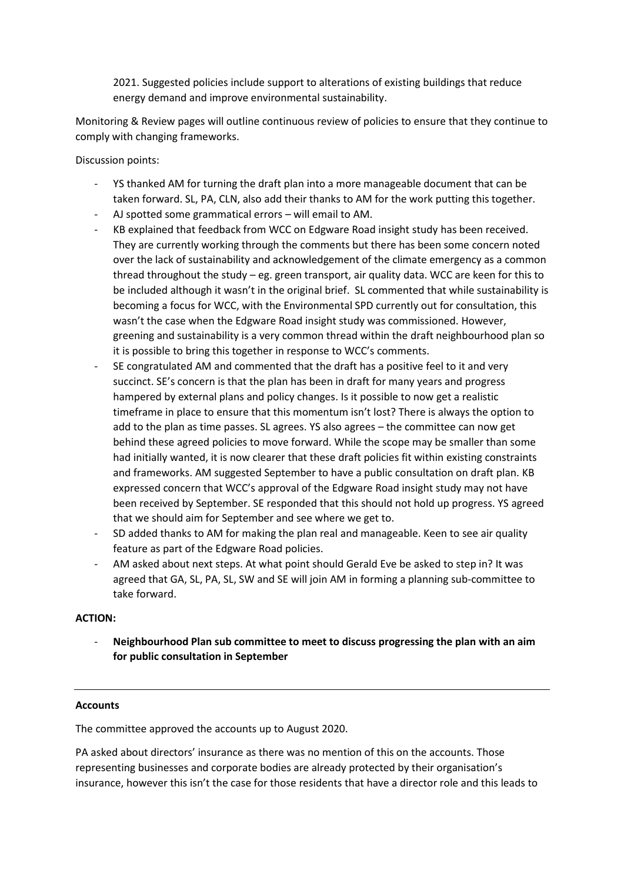2021. Suggested policies include support to alterations of existing buildings that reduce energy demand and improve environmental sustainability.

Monitoring & Review pages will outline continuous review of policies to ensure that they continue to comply with changing frameworks.

Discussion points:

- YS thanked AM for turning the draft plan into a more manageable document that can be taken forward. SL, PA, CLN, also add their thanks to AM for the work putting this together.
- AJ spotted some grammatical errors – will email to AM.
- KB explained that feedback from WCC on Edgware Road insight study has been received. They are currently working through the comments but there has been some concern noted over the lack of sustainability and acknowledgement of the climate emergency as a common thread throughout the study – eg. green transport, air quality data. WCC are keen for this to be included although it wasn't in the original brief. SL commented that while sustainability is becoming a focus for WCC, with the Environmental SPD currently out for consultation, this wasn't the case when the Edgware Road insight study was commissioned. However, greening and sustainability is a very common thread within the draft neighbourhood plan so it is possible to bring this together in response to WCC's comments.
- SE congratulated AM and commented that the draft has a positive feel to it and very succinct. SE's concern is that the plan has been in draft for many years and progress hampered by external plans and policy changes. Is it possible to now get a realistic timeframe in place to ensure that this momentum isn't lost? There is always the option to add to the plan as time passes. SL agrees. YS also agrees – the committee can now get behind these agreed policies to move forward. While the scope may be smaller than some had initially wanted, it is now clearer that these draft policies fit within existing constraints and frameworks. AM suggested September to have a public consultation on draft plan. KB expressed concern that WCC's approval of the Edgware Road insight study may not have been received by September. SE responded that this should not hold up progress. YS agreed that we should aim for September and see where we get to.
- SD added thanks to AM for making the plan real and manageable. Keen to see air quality feature as part of the Edgware Road policies.
- AM asked about next steps. At what point should Gerald Eve be asked to step in? It was agreed that GA, SL, PA, SL, SW and SE will join AM in forming a planning sub-committee to take forward.

**ACTION:**

- **Neighbourhood Plan sub committee to meet to discuss progressing the plan with an aim for public consultation in September**

---

**Accounts**

The committee approved the accounts up to August 2020.

PA asked about directors' insurance as there was no mention of this on the accounts. Those representing businesses and corporate bodies are already protected by their organisation's insurance, however this isn't the case for those residents that have a director role and this leads to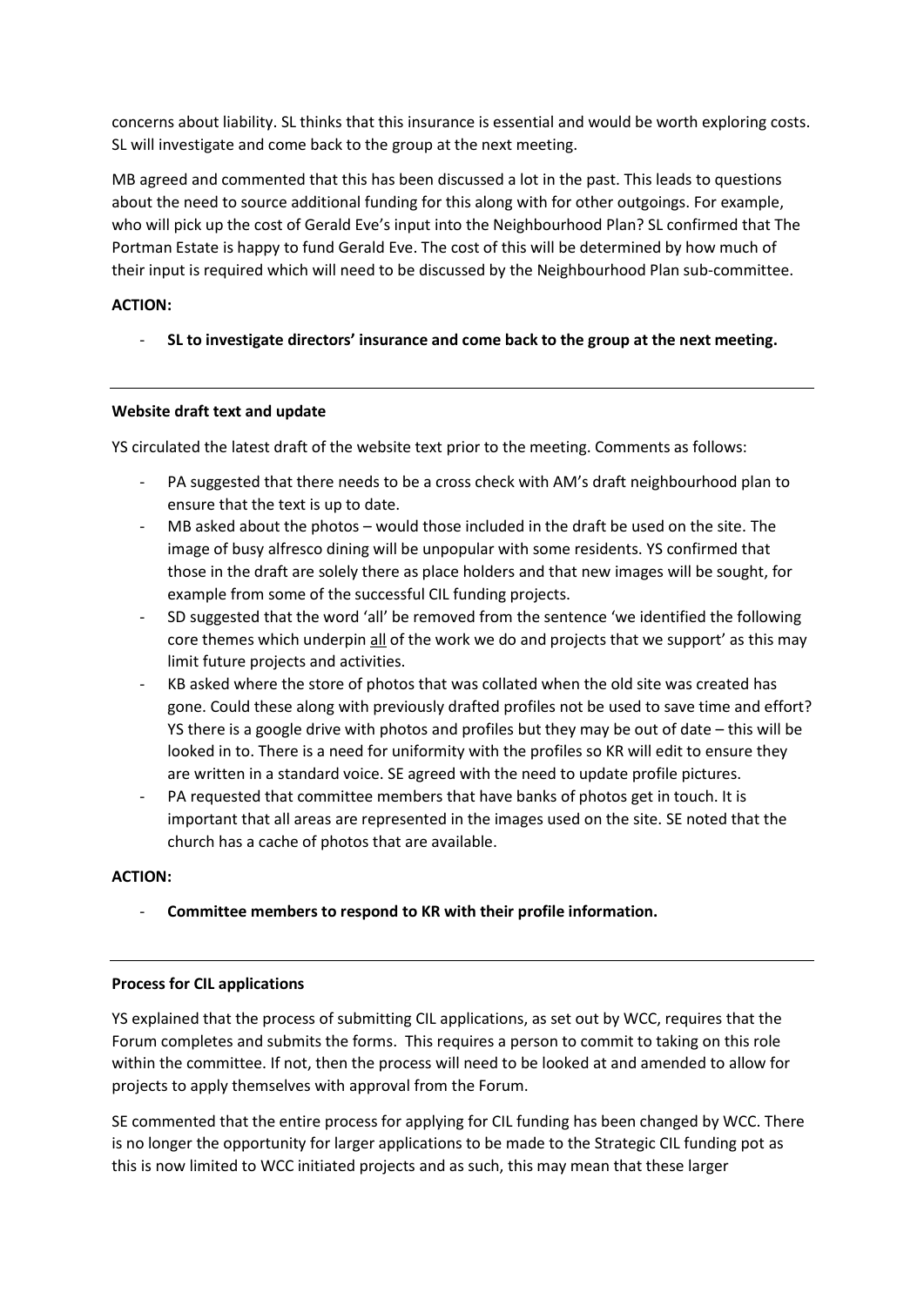concerns about liability. SL thinks that this insurance is essential and would be worth exploring costs. SL will investigate and come back to the group at the next meeting.

MB agreed and commented that this has been discussed a lot in the past. This leads to questions about the need to source additional funding for this along with for other outgoings. For example, who will pick up the cost of Gerald Eve's input into the Neighbourhood Plan? SL confirmed that The Portman Estate is happy to fund Gerald Eve. The cost of this will be determined by how much of their input is required which will need to be discussed by the Neighbourhood Plan sub-committee.

**ACTION:**

- **SL to investigate directors' insurance and come back to the group at the next meeting.**

---

**Website draft text and update**

YS circulated the latest draft of the website text prior to the meeting. Comments as follows:

- PA suggested that there needs to be a cross check with AM's draft neighbourhood plan to ensure that the text is up to date.
- MB asked about the photos – would those included in the draft be used on the site. The image of busy alfresco dining will be unpopular with some residents. YS confirmed that those in the draft are solely there as place holders and that new images will be sought, for example from some of the successful CIL funding projects.
- SD suggested that the word 'all' be removed from the sentence 'we identified the following core themes which underpin <u>all</u> of the work we do and projects that we support' as this may limit future projects and activities.
- KB asked where the store of photos that was collated when the old site was created has gone. Could these along with previously drafted profiles not be used to save time and effort? YS there is a google drive with photos and profiles but they may be out of date – this will be looked in to. There is a need for uniformity with the profiles so KR will edit to ensure they are written in a standard voice. SE agreed with the need to update profile pictures.
- PA requested that committee members that have banks of photos get in touch. It is important that all areas are represented in the images used on the site. SE noted that the church has a cache of photos that are available.

**ACTION:**

- **Committee members to respond to KR with their profile information.**

---

**Process for CIL applications**

YS explained that the process of submitting CIL applications, as set out by WCC, requires that the Forum completes and submits the forms. This requires a person to commit to taking on this role within the committee. If not, then the process will need to be looked at and amended to allow for projects to apply themselves with approval from the Forum.

SE commented that the entire process for applying for CIL funding has been changed by WCC. There is no longer the opportunity for larger applications to be made to the Strategic CIL funding pot as this is now limited to WCC initiated projects and as such, this may mean that these larger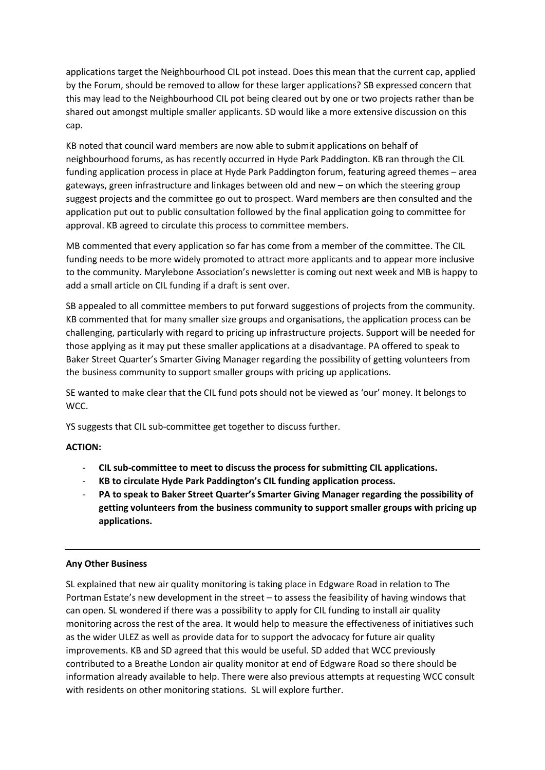applications target the Neighbourhood CIL pot instead. Does this mean that the current cap, applied by the Forum, should be removed to allow for these larger applications? SB expressed concern that this may lead to the Neighbourhood CIL pot being cleared out by one or two projects rather than be shared out amongst multiple smaller applicants. SD would like a more extensive discussion on this cap.

KB noted that council ward members are now able to submit applications on behalf of neighbourhood forums, as has recently occurred in Hyde Park Paddington. KB ran through the CIL funding application process in place at Hyde Park Paddington forum, featuring agreed themes – area gateways, green infrastructure and linkages between old and new – on which the steering group suggest projects and the committee go out to prospect. Ward members are then consulted and the application put out to public consultation followed by the final application going to committee for approval. KB agreed to circulate this process to committee members.

MB commented that every application so far has come from a member of the committee. The CIL funding needs to be more widely promoted to attract more applicants and to appear more inclusive to the community. Marylebone Association's newsletter is coming out next week and MB is happy to add a small article on CIL funding if a draft is sent over.

SB appealed to all committee members to put forward suggestions of projects from the community. KB commented that for many smaller size groups and organisations, the application process can be challenging, particularly with regard to pricing up infrastructure projects. Support will be needed for those applying as it may put these smaller applications at a disadvantage. PA offered to speak to Baker Street Quarter's Smarter Giving Manager regarding the possibility of getting volunteers from the business community to support smaller groups with pricing up applications.

SE wanted to make clear that the CIL fund pots should not be viewed as 'our' money. It belongs to WCC.

YS suggests that CIL sub-committee get together to discuss further.

**ACTION:**

- **CIL sub-committee to meet to discuss the process for submitting CIL applications.**
- **KB to circulate Hyde Park Paddington's CIL funding application process.**
- **PA to speak to Baker Street Quarter's Smarter Giving Manager regarding the possibility of getting volunteers from the business community to support smaller groups with pricing up applications.**

---

**Any Other Business**

SL explained that new air quality monitoring is taking place in Edgware Road in relation to The Portman Estate's new development in the street – to assess the feasibility of having windows that can open. SL wondered if there was a possibility to apply for CIL funding to install air quality monitoring across the rest of the area. It would help to measure the effectiveness of initiatives such as the wider ULEZ as well as provide data for to support the advocacy for future air quality improvements. KB and SD agreed that this would be useful. SD added that WCC previously contributed to a Breathe London air quality monitor at end of Edgware Road so there should be information already available to help. There were also previous attempts at requesting WCC consult with residents on other monitoring stations. SL will explore further.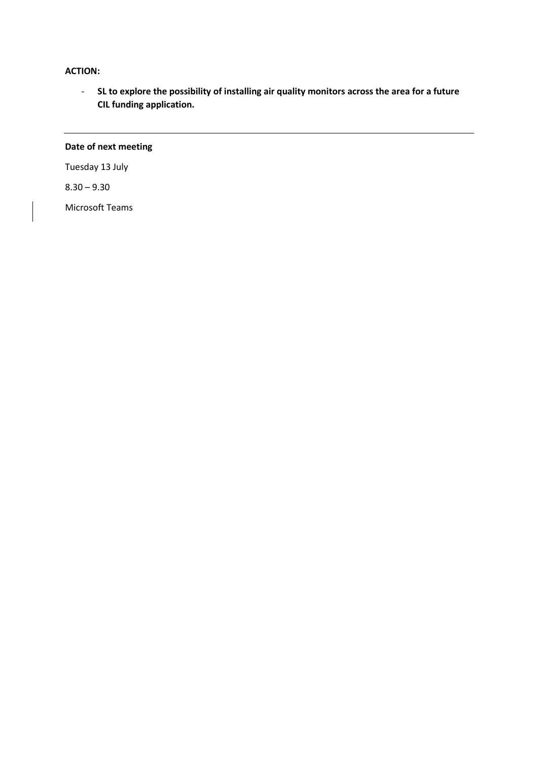**ACTION:**

- **SL to explore the possibility of installing air quality monitors across the area for a future CIL funding application.**

---

**Date of next meeting**

Tuesday 13 July

8.30 – 9.30

Microsoft Teams